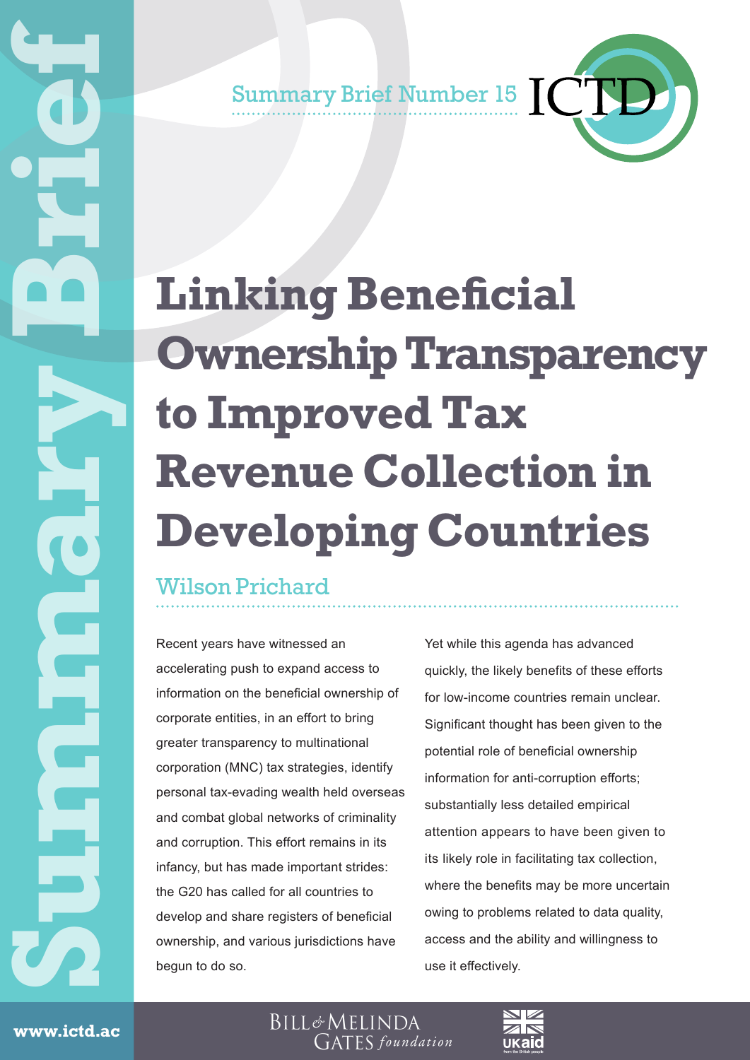Summary Brief Number 15

# Linking Beneficial Ownership Transparency to Improved Tax Revenue Collection in Developing Countries

Wilson Prichard

Recent years have witnessed an accelerating push to expand access to information on the beneficial ownership of corporate entities, in an effort to bring greater transparency to multinational corporation (MNC) tax strategies, identify personal tax-evading wealth held overseas and combat global networks of criminality and corruption. This effort remains in its infancy, but has made important strides: the G20 has called for all countries to develop and share registers of beneficial ownership, and various jurisdictions have begun to do so.

Yet while this agenda has advanced quickly, the likely benefits of these efforts for low-income countries remain unclear. Significant thought has been given to the potential role of beneficial ownership information for anti-corruption efforts; substantially less detailed empirical attention appears to have been given to its likely role in facilitating tax collection, where the benefits may be more uncertain owing to problems related to data quality, access and the ability and willingness to use it effectively.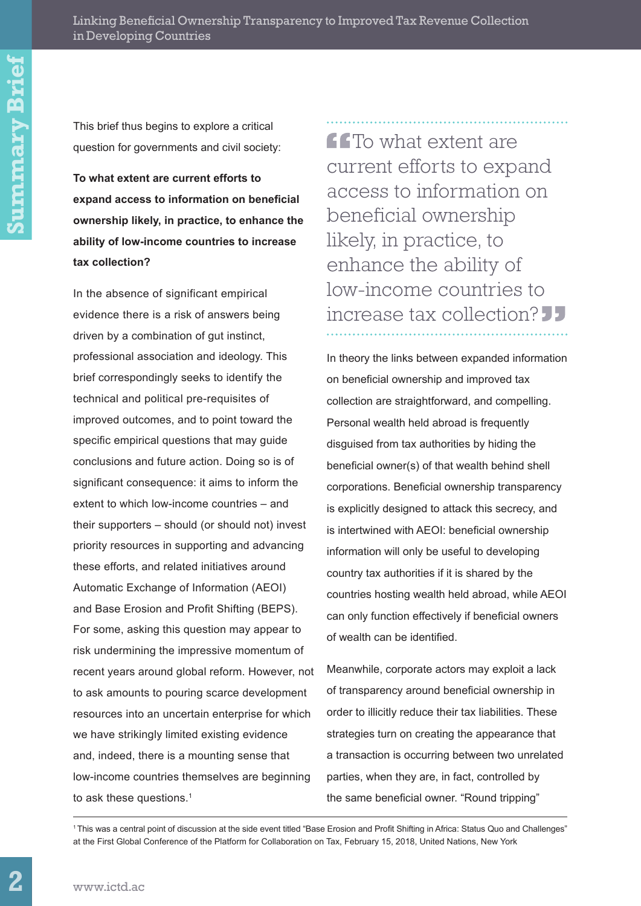This brief thus begins to explore a critical question for governments and civil society:

**To what extent are current efforts to expand access to information on beneficial ownership likely, in practice, to enhance the ability of low-income countries to increase tax collection?**

In the absence of significant empirical evidence there is a risk of answers being driven by a combination of gut instinct, professional association and ideology. This brief correspondingly seeks to identify the technical and political pre-requisites of improved outcomes, and to point toward the specific empirical questions that may guide conclusions and future action. Doing so is of significant consequence: it aims to inform the extent to which low-income countries – and their supporters – should (or should not) invest priority resources in supporting and advancing these efforts, and related initiatives around Automatic Exchange of Information (AEOI) and Base Erosion and Profit Shifting (BEPS). For some, asking this question may appear to risk undermining the impressive momentum of recent years around global reform. However, not to ask amounts to pouring scarce development resources into an uncertain enterprise for which we have strikingly limited existing evidence and, indeed, there is a mounting sense that low-income countries themselves are beginning to ask these questions.[1]

> "To what extent are current efforts to expand access to information on beneficial ownership likely, in practice, to enhance the ability of low-income countries to increase tax collection?"

In theory the links between expanded information on beneficial ownership and improved tax collection are straightforward, and compelling. Personal wealth held abroad is frequently disguised from tax authorities by hiding the beneficial owner(s) of that wealth behind shell corporations. Beneficial ownership transparency is explicitly designed to attack this secrecy, and is intertwined with AEOI: beneficial ownership information will only be useful to developing country tax authorities if it is shared by the countries hosting wealth held abroad, while AEOI can only function effectively if beneficial owners of wealth can be identified.

Meanwhile, corporate actors may exploit a lack of transparency around beneficial ownership in order to illicitly reduce their tax liabilities. These strategies turn on creating the appearance that a transaction is occurring between two unrelated parties, when they are, in fact, controlled by the same beneficial owner. "Round tripping"

[1] This was a central point of discussion at the side event titled "Base Erosion and Profit Shifting in Africa: Status Quo and Challenges" at the First Global Conference of the Platform for Collaboration on Tax, February 15, 2018, United Nations, New York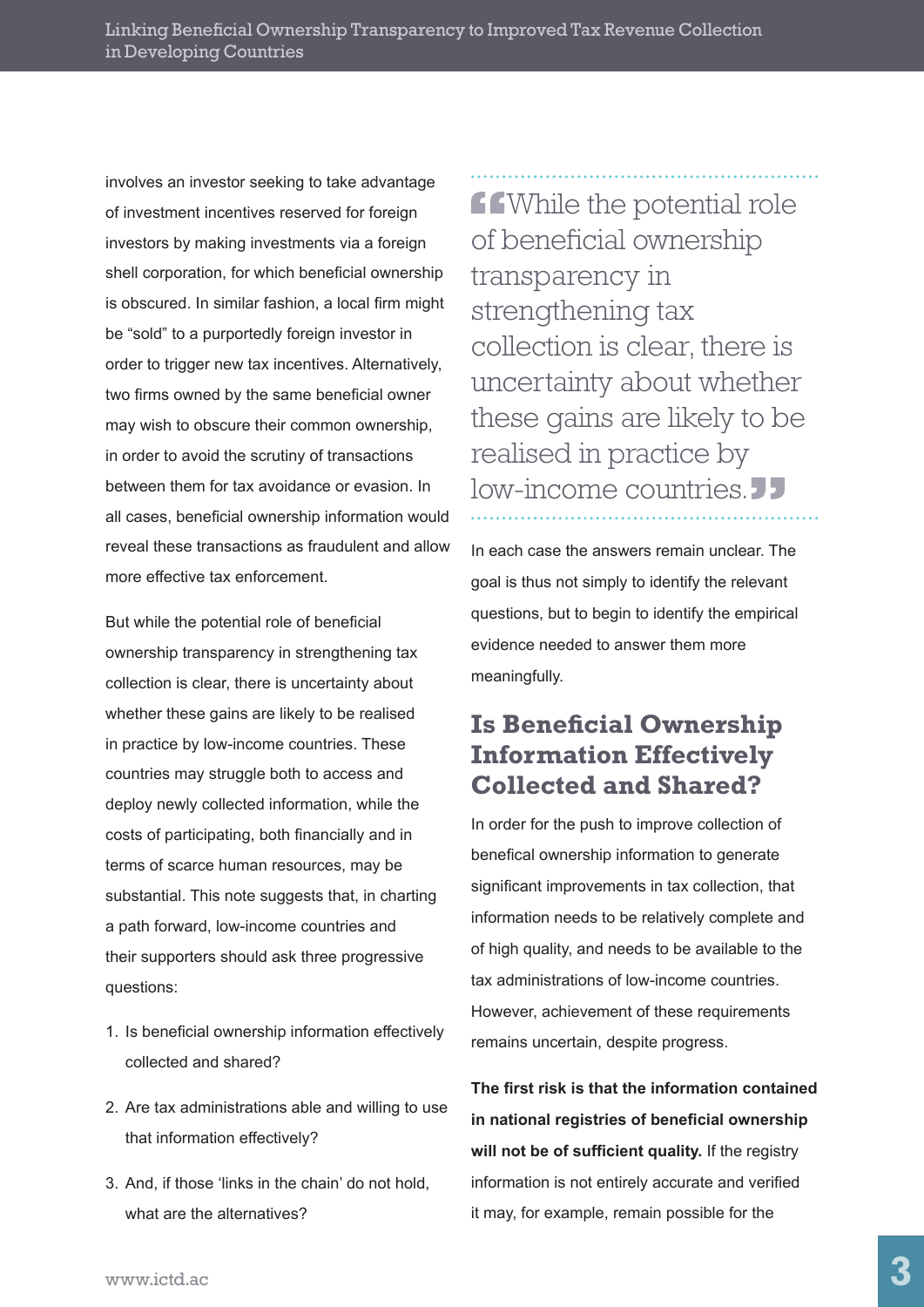involves an investor seeking to take advantage of investment incentives reserved for foreign investors by making investments via a foreign shell corporation, for which beneficial ownership is obscured. In similar fashion, a local firm might be "sold" to a purportedly foreign investor in order to trigger new tax incentives. Alternatively, two firms owned by the same beneficial owner may wish to obscure their common ownership, in order to avoid the scrutiny of transactions between them for tax avoidance or evasion. In all cases, beneficial ownership information would reveal these transactions as fraudulent and allow more effective tax enforcement.

But while the potential role of beneficial ownership transparency in strengthening tax collection is clear, there is uncertainty about whether these gains are likely to be realised in practice by low-income countries. These countries may struggle both to access and deploy newly collected information, while the costs of participating, both financially and in terms of scarce human resources, may be substantial. This note suggests that, in charting a path forward, low-income countries and their supporters should ask three progressive questions:

1. Is beneficial ownership information effectively collected and shared?
2. Are tax administrations able and willing to use that information effectively?
3. And, if those 'links in the chain' do not hold, what are the alternatives?

> "While the potential role of beneficial ownership transparency in strengthening tax collection is clear, there is uncertainty about whether these gains are likely to be realised in practice by low-income countries."

In each case the answers remain unclear. The goal is thus not simply to identify the relevant questions, but to begin to identify the empirical evidence needed to answer them more meaningfully.

## Is Beneficial Ownership Information Effectively Collected and Shared?

In order for the push to improve collection of benefical ownership information to generate significant improvements in tax collection, that information needs to be relatively complete and of high quality, and needs to be available to the tax administrations of low-income countries. However, achievement of these requirements remains uncertain, despite progress.

**The first risk is that the information contained in national registries of beneficial ownership will not be of sufficient quality.** If the registry information is not entirely accurate and verified it may, for example, remain possible for the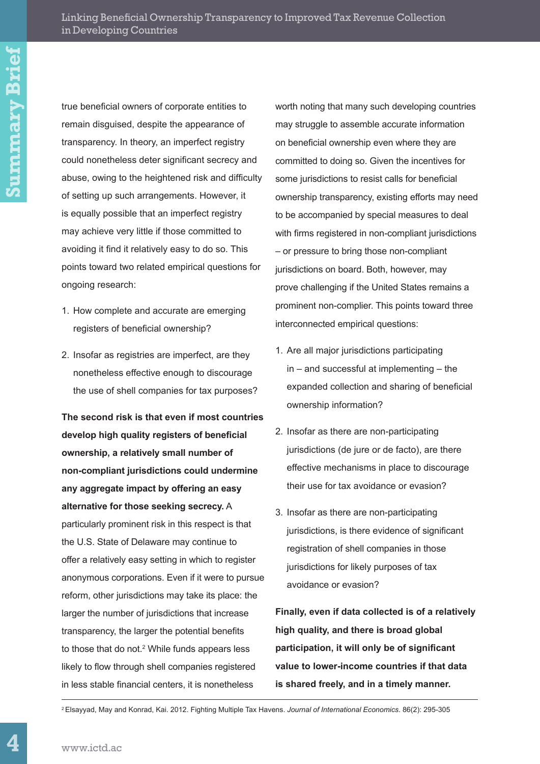true beneficial owners of corporate entities to remain disguised, despite the appearance of transparency. In theory, an imperfect registry could nonetheless deter significant secrecy and abuse, owing to the heightened risk and difficulty of setting up such arrangements. However, it is equally possible that an imperfect registry may achieve very little if those committed to avoiding it find it relatively easy to do so. This points toward two related empirical questions for ongoing research:

1. How complete and accurate are emerging registers of beneficial ownership?
2. Insofar as registries are imperfect, are they nonetheless effective enough to discourage the use of shell companies for tax purposes?

**The second risk is that even if most countries develop high quality registers of beneficial ownership, a relatively small number of non-compliant jurisdictions could undermine any aggregate impact by offering an easy alternative for those seeking secrecy.** A particularly prominent risk in this respect is that the U.S. State of Delaware may continue to offer a relatively easy setting in which to register anonymous corporations. Even if it were to pursue reform, other jurisdictions may take its place: the larger the number of jurisdictions that increase transparency, the larger the potential benefits to those that do not.[2] While funds appears less likely to flow through shell companies registered in less stable financial centers, it is nonetheless worth noting that many such developing countries may struggle to assemble accurate information on beneficial ownership even where they are committed to doing so. Given the incentives for some jurisdictions to resist calls for beneficial ownership transparency, existing efforts may need to be accompanied by special measures to deal with firms registered in non-compliant jurisdictions – or pressure to bring those non-compliant jurisdictions on board. Both, however, may prove challenging if the United States remains a prominent non-complier. This points toward three interconnected empirical questions:

1. Are all major jurisdictions participating in – and successful at implementing – the expanded collection and sharing of beneficial ownership information?
2. Insofar as there are non-participating jurisdictions (de jure or de facto), are there effective mechanisms in place to discourage their use for tax avoidance or evasion?
3. Insofar as there are non-participating jurisdictions, is there evidence of significant registration of shell companies in those jurisdictions for likely purposes of tax avoidance or evasion?

**Finally, even if data collected is of a relatively high quality, and there is broad global participation, it will only be of significant value to lower-income countries if that data is shared freely, and in a timely manner.**

[2] Elsayyad, May and Konrad, Kai. 2012. Fighting Multiple Tax Havens. *Journal of International Economics*. 86(2): 295-305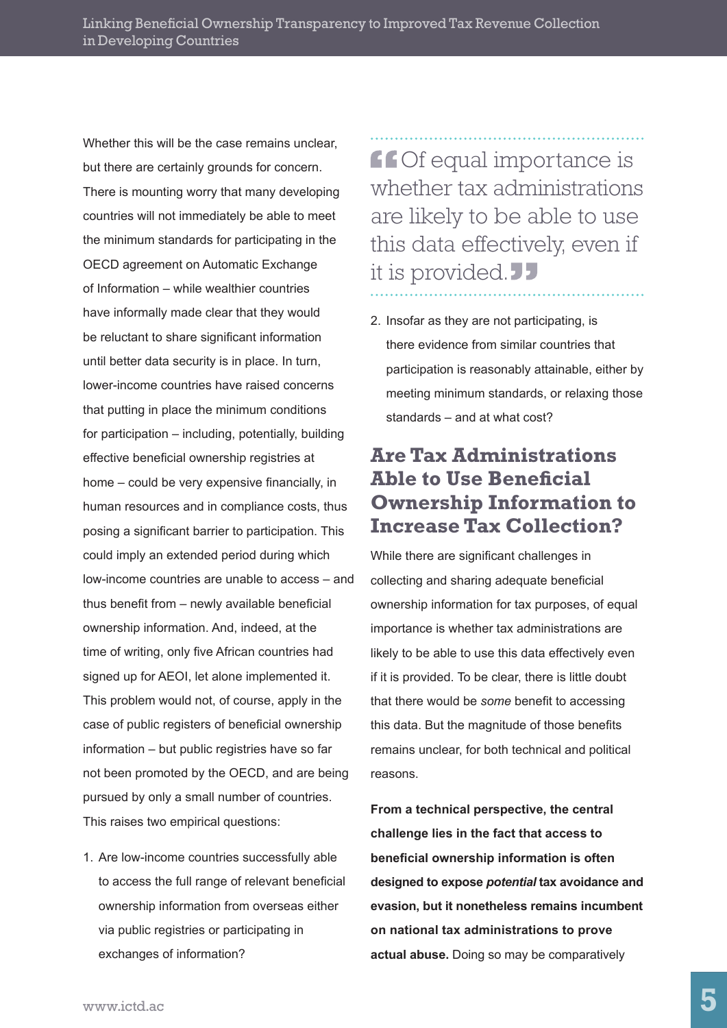Whether this will be the case remains unclear, but there are certainly grounds for concern. There is mounting worry that many developing countries will not immediately be able to meet the minimum standards for participating in the OECD agreement on Automatic Exchange of Information – while wealthier countries have informally made clear that they would be reluctant to share significant information until better data security is in place. In turn, lower-income countries have raised concerns that putting in place the minimum conditions for participation – including, potentially, building effective beneficial ownership registries at home – could be very expensive financially, in human resources and in compliance costs, thus posing a significant barrier to participation. This could imply an extended period during which low-income countries are unable to access – and thus benefit from – newly available beneficial ownership information. And, indeed, at the time of writing, only five African countries had signed up for AEOI, let alone implemented it. This problem would not, of course, apply in the case of public registers of beneficial ownership information – but public registries have so far not been promoted by the OECD, and are being pursued by only a small number of countries. This raises two empirical questions:

1. Are low-income countries successfully able to access the full range of relevant beneficial ownership information from overseas either via public registries or participating in exchanges of information?
2. Insofar as they are not participating, is there evidence from similar countries that participation is reasonably attainable, either by meeting minimum standards, or relaxing those standards – and at what cost?

> "Of equal importance is whether tax administrations are likely to be able to use this data effectively, even if it is provided."

## Are Tax Administrations Able to Use Beneficial Ownership Information to Increase Tax Collection?

While there are significant challenges in collecting and sharing adequate beneficial ownership information for tax purposes, of equal importance is whether tax administrations are likely to be able to use this data effectively even if it is provided. To be clear, there is little doubt that there would be *some* benefit to accessing this data. But the magnitude of those benefits remains unclear, for both technical and political reasons.

**From a technical perspective, the central challenge lies in the fact that access to beneficial ownership information is often designed to expose *potential* tax avoidance and evasion, but it nonetheless remains incumbent on national tax administrations to prove actual abuse.** Doing so may be comparatively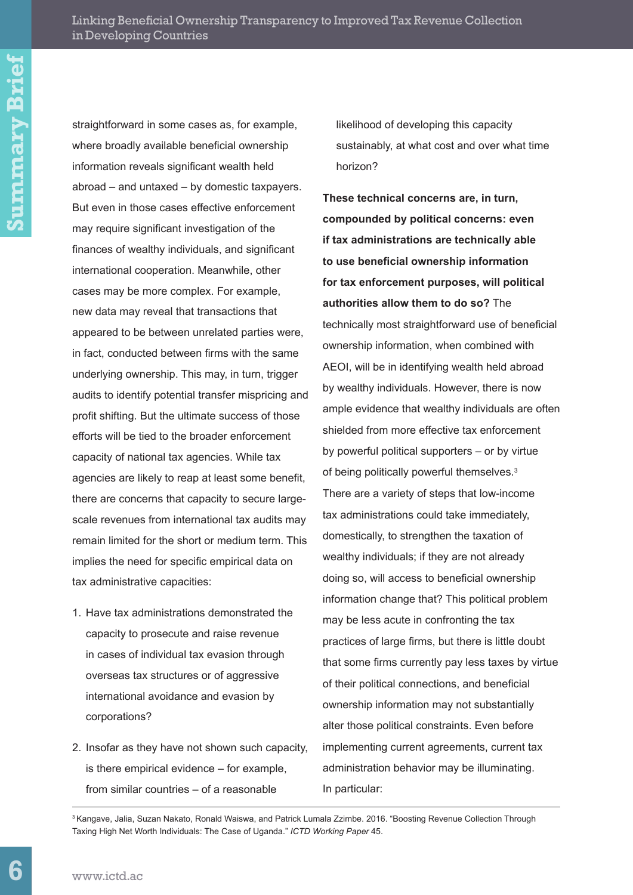straightforward in some cases as, for example, where broadly available beneficial ownership information reveals significant wealth held abroad – and untaxed – by domestic taxpayers. But even in those cases effective enforcement may require significant investigation of the finances of wealthy individuals, and significant international cooperation. Meanwhile, other cases may be more complex. For example, new data may reveal that transactions that appeared to be between unrelated parties were, in fact, conducted between firms with the same underlying ownership. This may, in turn, trigger audits to identify potential transfer mispricing and profit shifting. But the ultimate success of those efforts will be tied to the broader enforcement capacity of national tax agencies. While tax agencies are likely to reap at least some benefit, there are concerns that capacity to secure large-scale revenues from international tax audits may remain limited for the short or medium term. This implies the need for specific empirical data on tax administrative capacities:

1. Have tax administrations demonstrated the capacity to prosecute and raise revenue in cases of individual tax evasion through overseas tax structures or of aggressive international avoidance and evasion by corporations?
2. Insofar as they have not shown such capacity, is there empirical evidence – for example, from similar countries – of a reasonable likelihood of developing this capacity sustainably, at what cost and over what time horizon?

**These technical concerns are, in turn, compounded by political concerns: even if tax administrations are technically able to use beneficial ownership information for tax enforcement purposes, will political authorities allow them to do so?** The technically most straightforward use of beneficial ownership information, when combined with AEOI, will be in identifying wealth held abroad by wealthy individuals. However, there is now ample evidence that wealthy individuals are often shielded from more effective tax enforcement by powerful political supporters – or by virtue of being politically powerful themselves.[3] There are a variety of steps that low-income tax administrations could take immediately, domestically, to strengthen the taxation of wealthy individuals; if they are not already doing so, will access to beneficial ownership information change that? This political problem may be less acute in confronting the tax practices of large firms, but there is little doubt that some firms currently pay less taxes by virtue of their political connections, and beneficial ownership information may not substantially alter those political constraints. Even before implementing current agreements, current tax administration behavior may be illuminating. In particular:

---

[3] Kangave, Jalia, Suzan Nakato, Ronald Waiswa, and Patrick Lumala Zzimbe. 2016. "Boosting Revenue Collection Through Taxing High Net Worth Individuals: The Case of Uganda." *ICTD Working Paper* 45.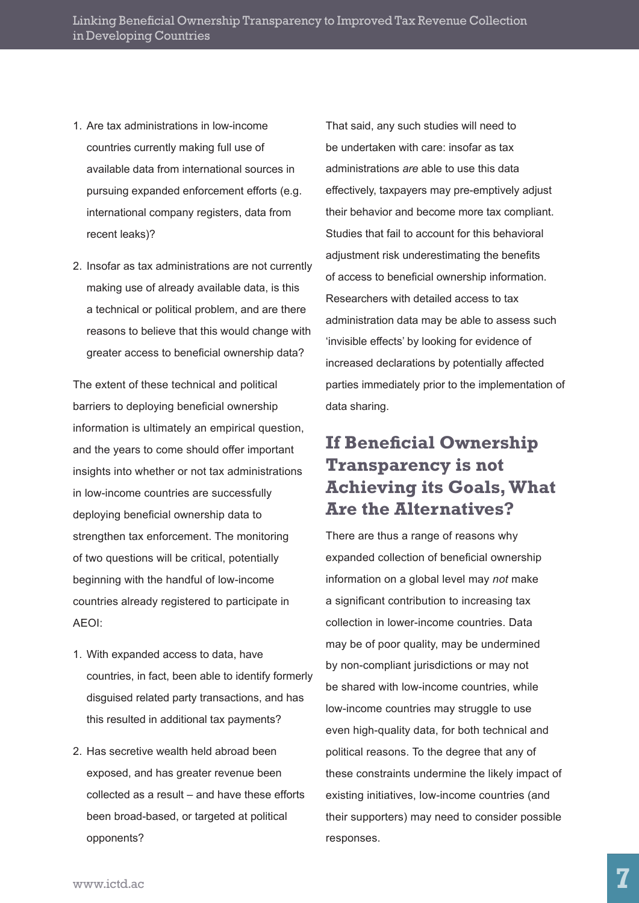1. Are tax administrations in low-income countries currently making full use of available data from international sources in pursuing expanded enforcement efforts (e.g. international company registers, data from recent leaks)?

2. Insofar as tax administrations are not currently making use of already available data, is this a technical or political problem, and are there reasons to believe that this would change with greater access to beneficial ownership data?

The extent of these technical and political barriers to deploying beneficial ownership information is ultimately an empirical question, and the years to come should offer important insights into whether or not tax administrations in low-income countries are successfully deploying beneficial ownership data to strengthen tax enforcement. The monitoring of two questions will be critical, potentially beginning with the handful of low-income countries already registered to participate in AEOI:

1. With expanded access to data, have countries, in fact, been able to identify formerly disguised related party transactions, and has this resulted in additional tax payments?

2. Has secretive wealth held abroad been exposed, and has greater revenue been collected as a result – and have these efforts been broad-based, or targeted at political opponents?

That said, any such studies will need to be undertaken with care: insofar as tax administrations *are* able to use this data effectively, taxpayers may pre-emptively adjust their behavior and become more tax compliant. Studies that fail to account for this behavioral adjustment risk underestimating the benefits of access to beneficial ownership information. Researchers with detailed access to tax administration data may be able to assess such 'invisible effects' by looking for evidence of increased declarations by potentially affected parties immediately prior to the implementation of data sharing.

## If Beneficial Ownership Transparency is not Achieving its Goals, What Are the Alternatives?

There are thus a range of reasons why expanded collection of beneficial ownership information on a global level may *not* make a significant contribution to increasing tax collection in lower-income countries. Data may be of poor quality, may be undermined by non-compliant jurisdictions or may not be shared with low-income countries, while low-income countries may struggle to use even high-quality data, for both technical and political reasons. To the degree that any of these constraints undermine the likely impact of existing initiatives, low-income countries (and their supporters) may need to consider possible responses.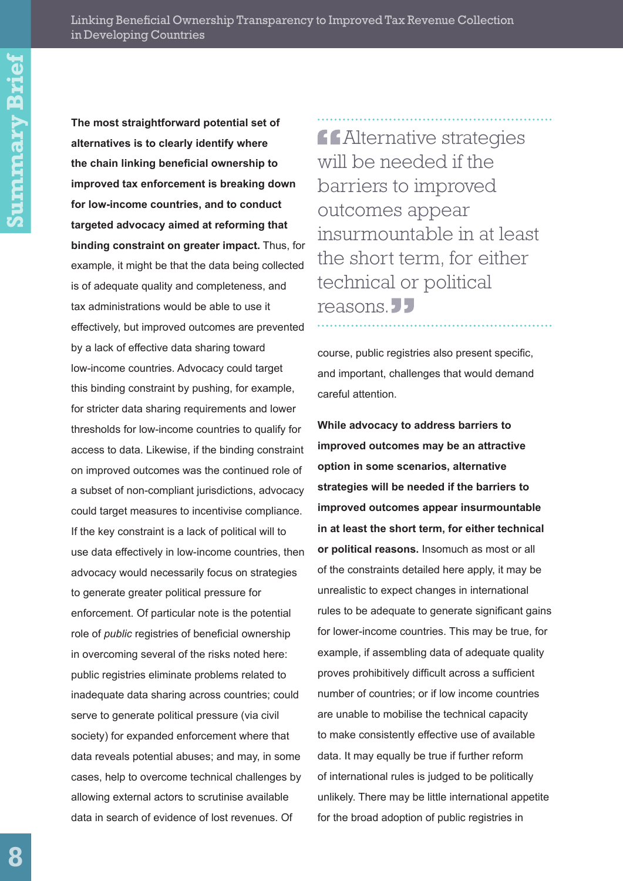**The most straightforward potential set of alternatives is to clearly identify where the chain linking beneficial ownership to improved tax enforcement is breaking down for low-income countries, and to conduct targeted advocacy aimed at reforming that binding constraint on greater impact.** Thus, for example, it might be that the data being collected is of adequate quality and completeness, and tax administrations would be able to use it effectively, but improved outcomes are prevented by a lack of effective data sharing toward low-income countries. Advocacy could target this binding constraint by pushing, for example, for stricter data sharing requirements and lower thresholds for low-income countries to qualify for access to data. Likewise, if the binding constraint on improved outcomes was the continued role of a subset of non-compliant jurisdictions, advocacy could target measures to incentivise compliance. If the key constraint is a lack of political will to use data effectively in low-income countries, then advocacy would necessarily focus on strategies to generate greater political pressure for enforcement. Of particular note is the potential role of *public* registries of beneficial ownership in overcoming several of the risks noted here: public registries eliminate problems related to inadequate data sharing across countries; could serve to generate political pressure (via civil society) for expanded enforcement where that data reveals potential abuses; and may, in some cases, help to overcome technical challenges by allowing external actors to scrutinise available data in search of evidence of lost revenues. Of course, public registries also present specific, and important, challenges that would demand careful attention.

> "Alternative strategies will be needed if the barriers to improved outcomes appear insurmountable in at least the short term, for either technical or political reasons."

**While advocacy to address barriers to improved outcomes may be an attractive option in some scenarios, alternative strategies will be needed if the barriers to improved outcomes appear insurmountable in at least the short term, for either technical or political reasons.** Insomuch as most or all of the constraints detailed here apply, it may be unrealistic to expect changes in international rules to be adequate to generate significant gains for lower-income countries. This may be true, for example, if assembling data of adequate quality proves prohibitively difficult across a sufficient number of countries; or if low income countries are unable to mobilise the technical capacity to make consistently effective use of available data. It may equally be true if further reform of international rules is judged to be politically unlikely. There may be little international appetite for the broad adoption of public registries in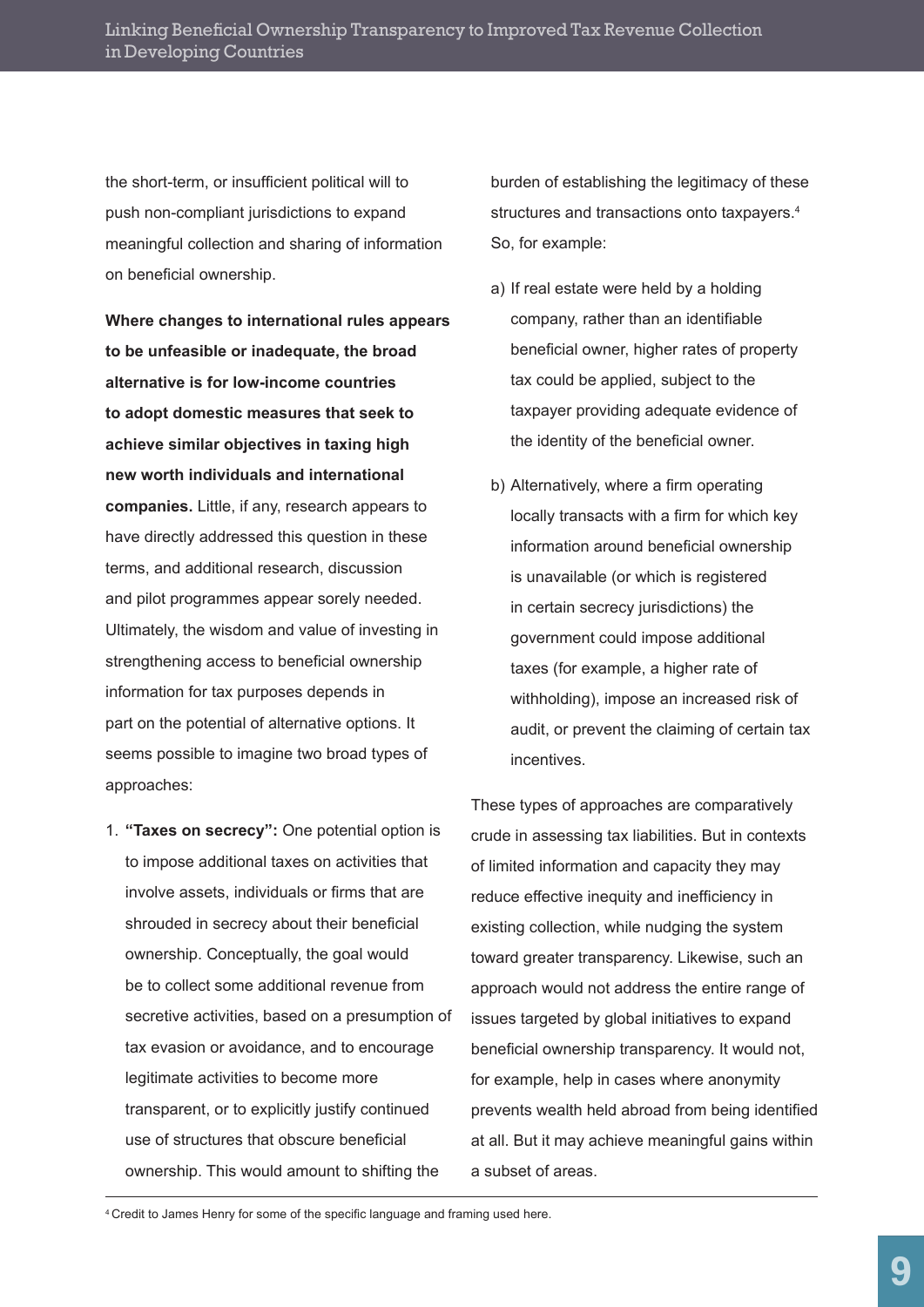the short-term, or insufficient political will to push non-compliant jurisdictions to expand meaningful collection and sharing of information on beneficial ownership.

**Where changes to international rules appears to be unfeasible or inadequate, the broad alternative is for low-income countries to adopt domestic measures that seek to achieve similar objectives in taxing high new worth individuals and international companies.** Little, if any, research appears to have directly addressed this question in these terms, and additional research, discussion and pilot programmes appear sorely needed. Ultimately, the wisdom and value of investing in strengthening access to beneficial ownership information for tax purposes depends in part on the potential of alternative options. It seems possible to imagine two broad types of approaches:

1. **"Taxes on secrecy":** One potential option is to impose additional taxes on activities that involve assets, individuals or firms that are shrouded in secrecy about their beneficial ownership. Conceptually, the goal would be to collect some additional revenue from secretive activities, based on a presumption of tax evasion or avoidance, and to encourage legitimate activities to become more transparent, or to explicitly justify continued use of structures that obscure beneficial ownership. This would amount to shifting the burden of establishing the legitimacy of these structures and transactions onto taxpayers.[4] So, for example:

   a) If real estate were held by a holding company, rather than an identifiable beneficial owner, higher rates of property tax could be applied, subject to the taxpayer providing adequate evidence of the identity of the beneficial owner.

   b) Alternatively, where a firm operating locally transacts with a firm for which key information around beneficial ownership is unavailable (or which is registered in certain secrecy jurisdictions) the government could impose additional taxes (for example, a higher rate of withholding), impose an increased risk of audit, or prevent the claiming of certain tax incentives.

These types of approaches are comparatively crude in assessing tax liabilities. But in contexts of limited information and capacity they may reduce effective inequity and inefficiency in existing collection, while nudging the system toward greater transparency. Likewise, such an approach would not address the entire range of issues targeted by global initiatives to expand beneficial ownership transparency. It would not, for example, help in cases where anonymity prevents wealth held abroad from being identified at all. But it may achieve meaningful gains within a subset of areas.

[4] Credit to James Henry for some of the specific language and framing used here.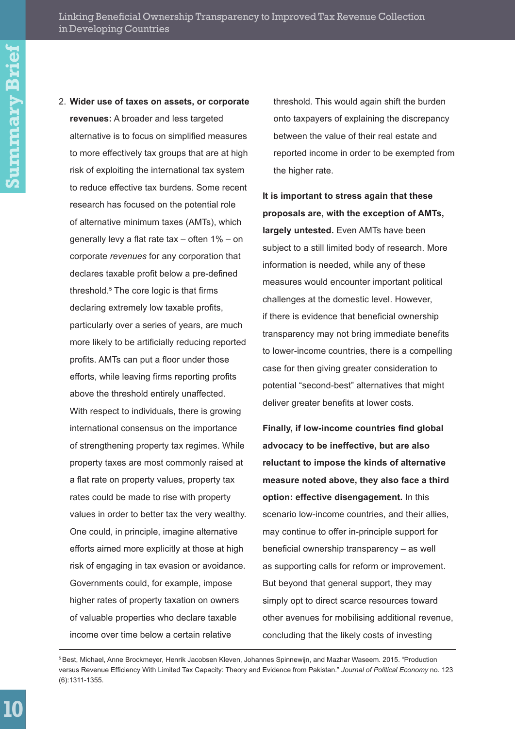2. **Wider use of taxes on assets, or corporate revenues:** A broader and less targeted alternative is to focus on simplified measures to more effectively tax groups that are at high risk of exploiting the international tax system to reduce effective tax burdens. Some recent research has focused on the potential role of alternative minimum taxes (AMTs), which generally levy a flat rate tax – often 1% – on corporate *revenues* for any corporation that declares taxable profit below a pre-defined threshold.[5] The core logic is that firms declaring extremely low taxable profits, particularly over a series of years, are much more likely to be artificially reducing reported profits. AMTs can put a floor under those efforts, while leaving firms reporting profits above the threshold entirely unaffected. With respect to individuals, there is growing international consensus on the importance of strengthening property tax regimes. While property taxes are most commonly raised at a flat rate on property values, property tax rates could be made to rise with property values in order to better tax the very wealthy. One could, in principle, imagine alternative efforts aimed more explicitly at those at high risk of engaging in tax evasion or avoidance. Governments could, for example, impose higher rates of property taxation on owners of valuable properties who declare taxable income over time below a certain relative threshold. This would again shift the burden onto taxpayers of explaining the discrepancy between the value of their real estate and reported income in order to be exempted from the higher rate.

**It is important to stress again that these proposals are, with the exception of AMTs, largely untested.** Even AMTs have been subject to a still limited body of research. More information is needed, while any of these measures would encounter important political challenges at the domestic level. However, if there is evidence that beneficial ownership transparency may not bring immediate benefits to lower-income countries, there is a compelling case for then giving greater consideration to potential "second-best" alternatives that might deliver greater benefits at lower costs.

**Finally, if low-income countries find global advocacy to be ineffective, but are also reluctant to impose the kinds of alternative measure noted above, they also face a third option: effective disengagement.** In this scenario low-income countries, and their allies, may continue to offer in-principle support for beneficial ownership transparency – as well as supporting calls for reform or improvement. But beyond that general support, they may simply opt to direct scarce resources toward other avenues for mobilising additional revenue, concluding that the likely costs of investing

---

[5] Best, Michael, Anne Brockmeyer, Henrik Jacobsen Kleven, Johannes Spinnewijn, and Mazhar Waseem. 2015. "Production versus Revenue Efficiency With Limited Tax Capacity: Theory and Evidence from Pakistan." *Journal of Political Economy* no. 123 (6):1311-1355.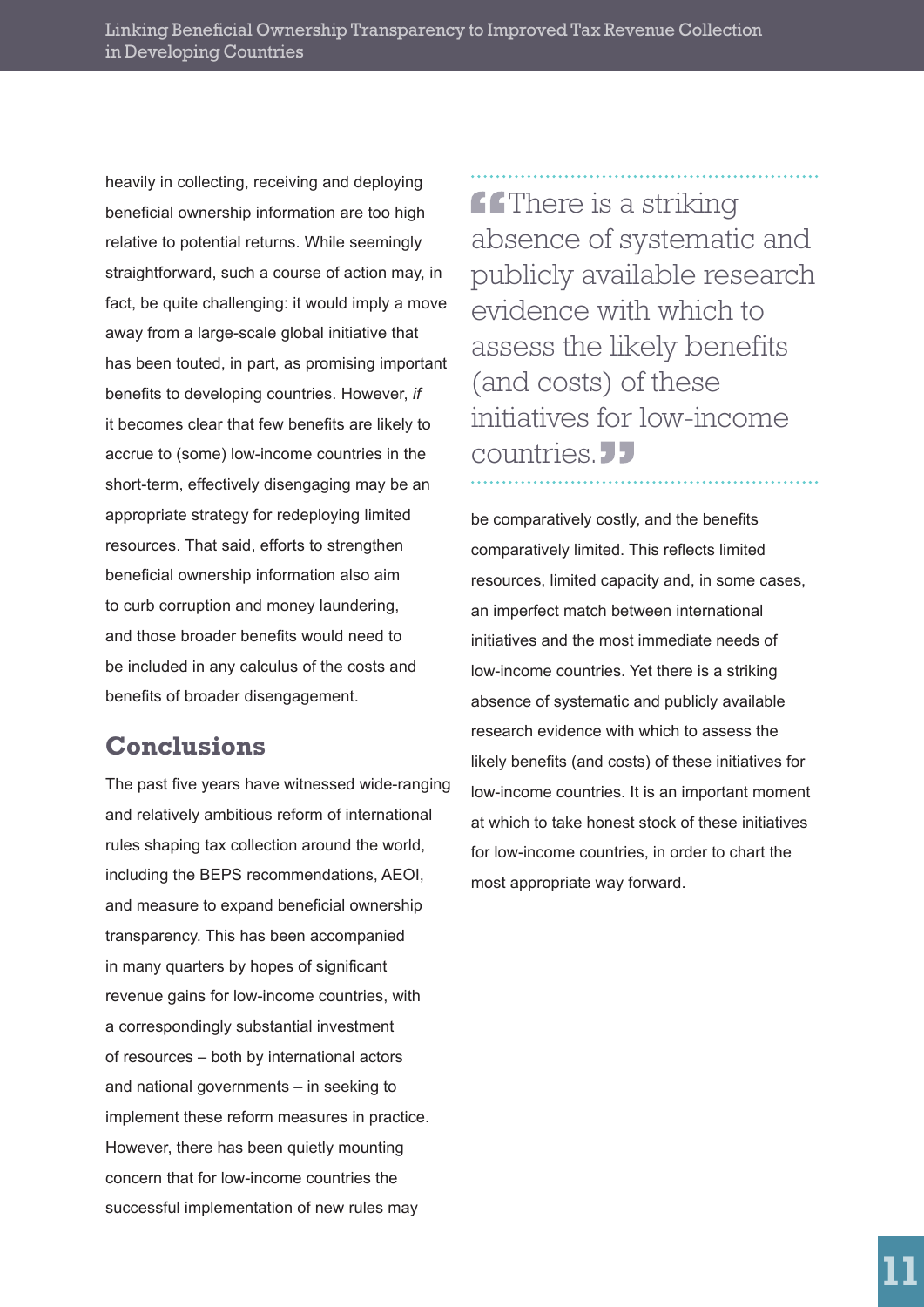heavily in collecting, receiving and deploying beneficial ownership information are too high relative to potential returns. While seemingly straightforward, such a course of action may, in fact, be quite challenging: it would imply a move away from a large-scale global initiative that has been touted, in part, as promising important benefits to developing countries. However, *if* it becomes clear that few benefits are likely to accrue to (some) low-income countries in the short-term, effectively disengaging may be an appropriate strategy for redeploying limited resources. That said, efforts to strengthen beneficial ownership information also aim to curb corruption and money laundering, and those broader benefits would need to be included in any calculus of the costs and benefits of broader disengagement.

## Conclusions

The past five years have witnessed wide-ranging and relatively ambitious reform of international rules shaping tax collection around the world, including the BEPS recommendations, AEOI, and measure to expand beneficial ownership transparency. This has been accompanied in many quarters by hopes of significant revenue gains for low-income countries, with a correspondingly substantial investment of resources – both by international actors and national governments – in seeking to implement these reform measures in practice. However, there has been quietly mounting concern that for low-income countries the successful implementation of new rules may be comparatively costly, and the benefits comparatively limited. This reflects limited resources, limited capacity and, in some cases, an imperfect match between international initiatives and the most immediate needs of low-income countries. Yet there is a striking absence of systematic and publicly available research evidence with which to assess the likely benefits (and costs) of these initiatives for low-income countries. It is an important moment at which to take honest stock of these initiatives for low-income countries, in order to chart the most appropriate way forward.

> “There is a striking absence of systematic and publicly available research evidence with which to assess the likely benefits (and costs) of these initiatives for low-income countries.”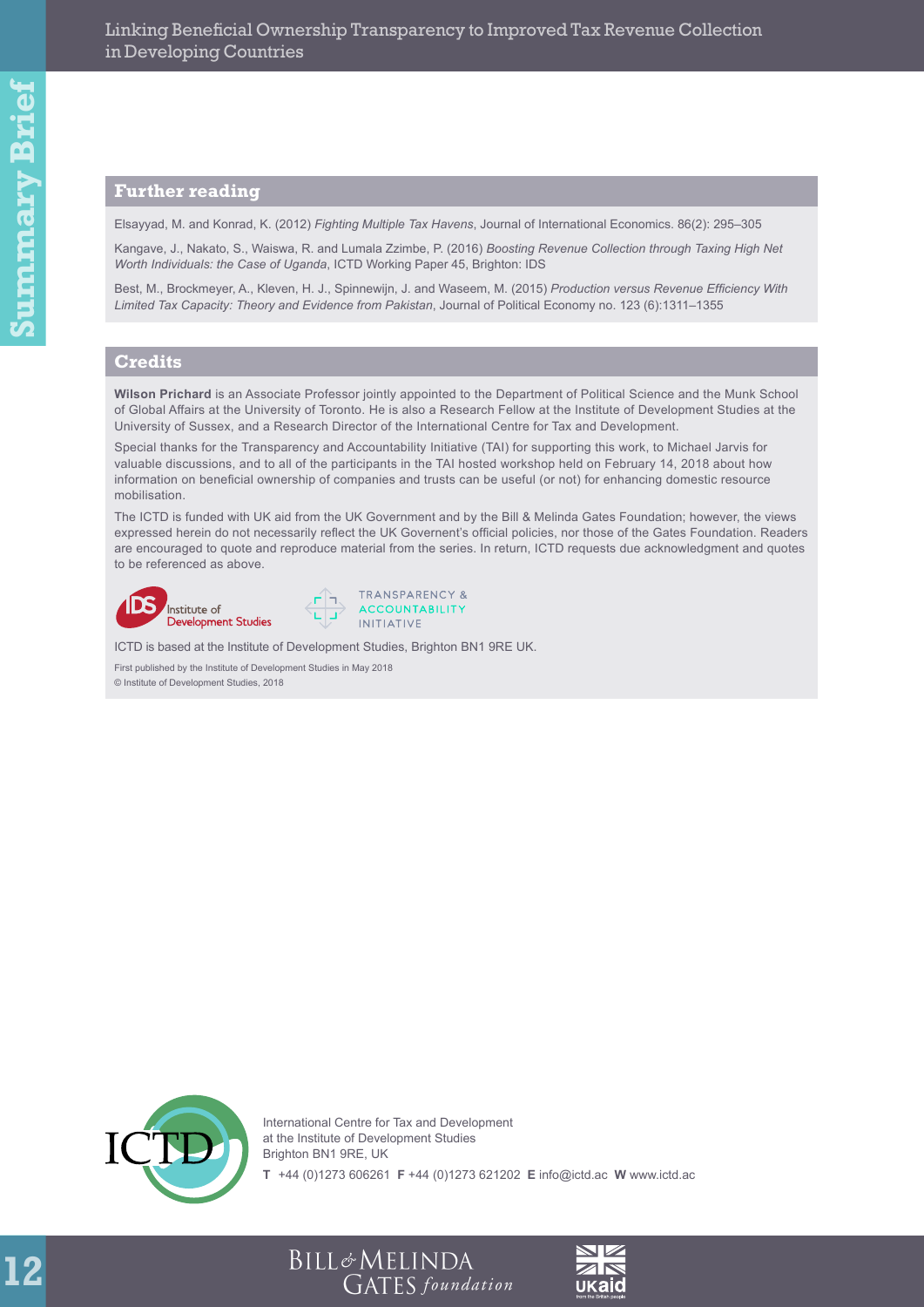## Further reading

Elsayyad, M. and Konrad, K. (2012) *Fighting Multiple Tax Havens*, Journal of International Economics. 86(2): 295–305

Kangave, J., Nakato, S., Waiswa, R. and Lumala Zzimbe, P. (2016) *Boosting Revenue Collection through Taxing High Net Worth Individuals: the Case of Uganda*, ICTD Working Paper 45, Brighton: IDS

Best, M., Brockmeyer, A., Kleven, H. J., Spinnewijn, J. and Waseem, M. (2015) *Production versus Revenue Efficiency With Limited Tax Capacity: Theory and Evidence from Pakistan*, Journal of Political Economy no. 123 (6):1311–1355

## Credits

**Wilson Prichard** is an Associate Professor jointly appointed to the Department of Political Science and the Munk School of Global Affairs at the University of Toronto. He is also a Research Fellow at the Institute of Development Studies at the University of Sussex, and a Research Director of the International Centre for Tax and Development.

Special thanks for the Transparency and Accountability Initiative (TAI) for supporting this work, to Michael Jarvis for valuable discussions, and to all of the participants in the TAI hosted workshop held on February 14, 2018 about how information on beneficial ownership of companies and trusts can be useful (or not) for enhancing domestic resource mobilisation.

The ICTD is funded with UK aid from the UK Government and by the Bill & Melinda Gates Foundation; however, the views expressed herein do not necessarily reflect the UK Governent's official policies, nor those of the Gates Foundation. Readers are encouraged to quote and reproduce material from the series. In return, ICTD requests due acknowledgment and quotes to be referenced as above.

ICTD is based at the Institute of Development Studies, Brighton BN1 9RE UK.

First published by the Institute of Development Studies in May 2018
© Institute of Development Studies, 2018

International Centre for Tax and Development
at the Institute of Development Studies
Brighton BN1 9RE, UK

**T** +44 (0)1273 606261 **F** +44 (0)1273 621202 **E** info@ictd.ac **W** www.ictd.ac